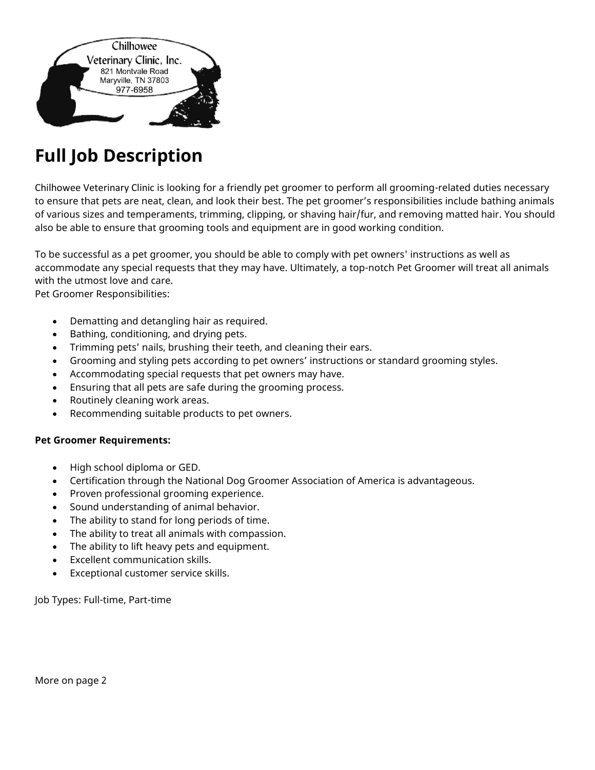Chilhowee
Veterinary Clinic, Inc.
821 Montvale Road
Maryville, TN 37803
977-6958

# Full Job Description

Chilhowee Veterinary Clinic is looking for a friendly pet groomer to perform all grooming-related duties necessary to ensure that pets are neat, clean, and look their best. The pet groomer's responsibilities include bathing animals of various sizes and temperaments, trimming, clipping, or shaving hair/fur, and removing matted hair. You should also be able to ensure that grooming tools and equipment are in good working condition.

To be successful as a pet groomer, you should be able to comply with pet owners' instructions as well as accommodate any special requests that they may have. Ultimately, a top-notch Pet Groomer will treat all animals with the utmost love and care.
Pet Groomer Responsibilities:

- Dematting and detangling hair as required.
- Bathing, conditioning, and drying pets.
- Trimming pets' nails, brushing their teeth, and cleaning their ears.
- Grooming and styling pets according to pet owners' instructions or standard grooming styles.
- Accommodating special requests that pet owners may have.
- Ensuring that all pets are safe during the grooming process.
- Routinely cleaning work areas.
- Recommending suitable products to pet owners.

**Pet Groomer Requirements:**

- High school diploma or GED.
- Certification through the National Dog Groomer Association of America is advantageous.
- Proven professional grooming experience.
- Sound understanding of animal behavior.
- The ability to stand for long periods of time.
- The ability to treat all animals with compassion.
- The ability to lift heavy pets and equipment.
- Excellent communication skills.
- Exceptional customer service skills.

Job Types: Full-time, Part-time

More on page 2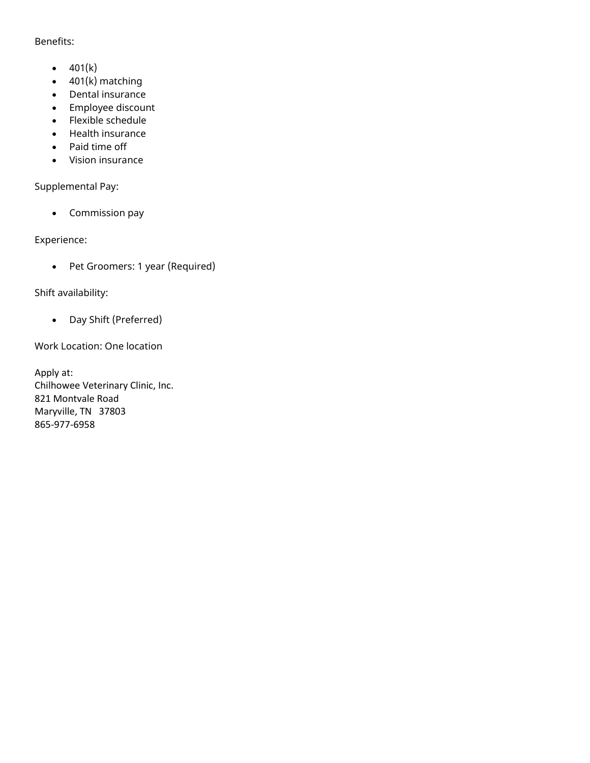Benefits:

- 401(k)
- 401(k) matching
- Dental insurance
- Employee discount
- Flexible schedule
- Health insurance
- Paid time off
- Vision insurance

Supplemental Pay:

- Commission pay

Experience:

- Pet Groomers: 1 year (Required)

Shift availability:

- Day Shift (Preferred)

Work Location: One location

Apply at:
Chilhowee Veterinary Clinic, Inc.
821 Montvale Road
Maryville, TN 37803
865-977-6958